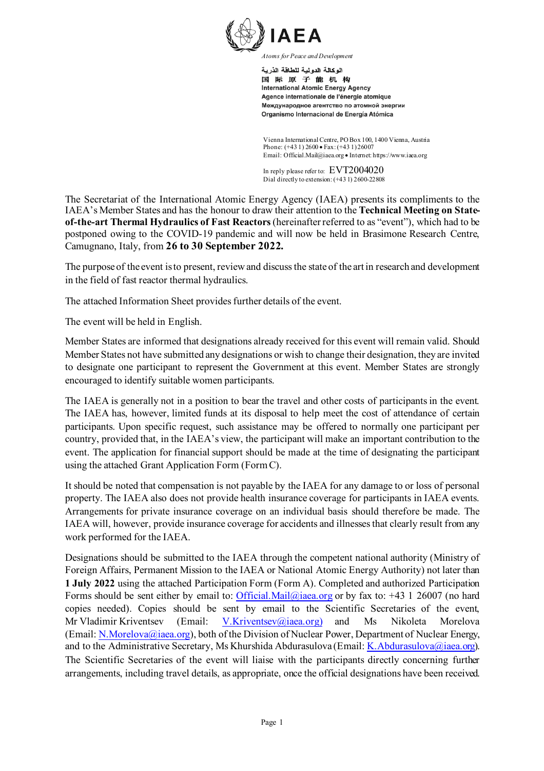**IAEA**

*Atoms for Peace and Development*

الوكالة الدولية للطاقة الذرية
国 际 原 子 能 机 构
International Atomic Energy Agency
Agence internationale de l'énergie atomique
Международное агентство по атомной энергии
Organismo Internacional de Energía Atómica

Vienna International Centre, PO Box 100, 1400 Vienna, Austria
Phone: (+43 1) 2600 • Fax: (+43 1) 26007
Email: Official.Mail@iaea.org • Internet: https://www.iaea.org

In reply please refer to: EVT2004020
Dial directly to extension: (+43 1) 2600-22808

The Secretariat of the International Atomic Energy Agency (IAEA) presents its compliments to the IAEA's Member States and has the honour to draw their attention to the **Technical Meeting on State-of-the-art Thermal Hydraulics of Fast Reactors** (hereinafter referred to as "event"), which had to be postponed owing to the COVID-19 pandemic and will now be held in Brasimone Research Centre, Camugnano, Italy, from **26 to 30 September 2022.**

The purpose of the event is to present, review and discuss the state of the art in research and development in the field of fast reactor thermal hydraulics.

The attached Information Sheet provides further details of the event.

The event will be held in English.

Member States are informed that designations already received for this event will remain valid. Should Member States not have submitted any designations or wish to change their designation, they are invited to designate one participant to represent the Government at this event. Member States are strongly encouraged to identify suitable women participants.

The IAEA is generally not in a position to bear the travel and other costs of participants in the event. The IAEA has, however, limited funds at its disposal to help meet the cost of attendance of certain participants. Upon specific request, such assistance may be offered to normally one participant per country, provided that, in the IAEA's view, the participant will make an important contribution to the event. The application for financial support should be made at the time of designating the participant using the attached Grant Application Form (Form C).

It should be noted that compensation is not payable by the IAEA for any damage to or loss of personal property. The IAEA also does not provide health insurance coverage for participants in IAEA events. Arrangements for private insurance coverage on an individual basis should therefore be made. The IAEA will, however, provide insurance coverage for accidents and illnesses that clearly result from any work performed for the IAEA.

Designations should be submitted to the IAEA through the competent national authority (Ministry of Foreign Affairs, Permanent Mission to the IAEA or National Atomic Energy Authority) not later than **1 July 2022** using the attached Participation Form (Form A). Completed and authorized Participation Forms should be sent either by email to: Official.Mail@iaea.org or by fax to: +43 1 26007 (no hard copies needed). Copies should be sent by email to the Scientific Secretaries of the event, Mr Vladimir Kriventsev (Email: V.Kriventsev@iaea.org) and Ms Nikoleta Morelova (Email: N.Morelova@iaea.org), both of the Division of Nuclear Power, Department of Nuclear Energy, and to the Administrative Secretary, Ms Khurshida Abdurasulova (Email: K.Abdurasulova@iaea.org). The Scientific Secretaries of the event will liaise with the participants directly concerning further arrangements, including travel details, as appropriate, once the official designations have been received.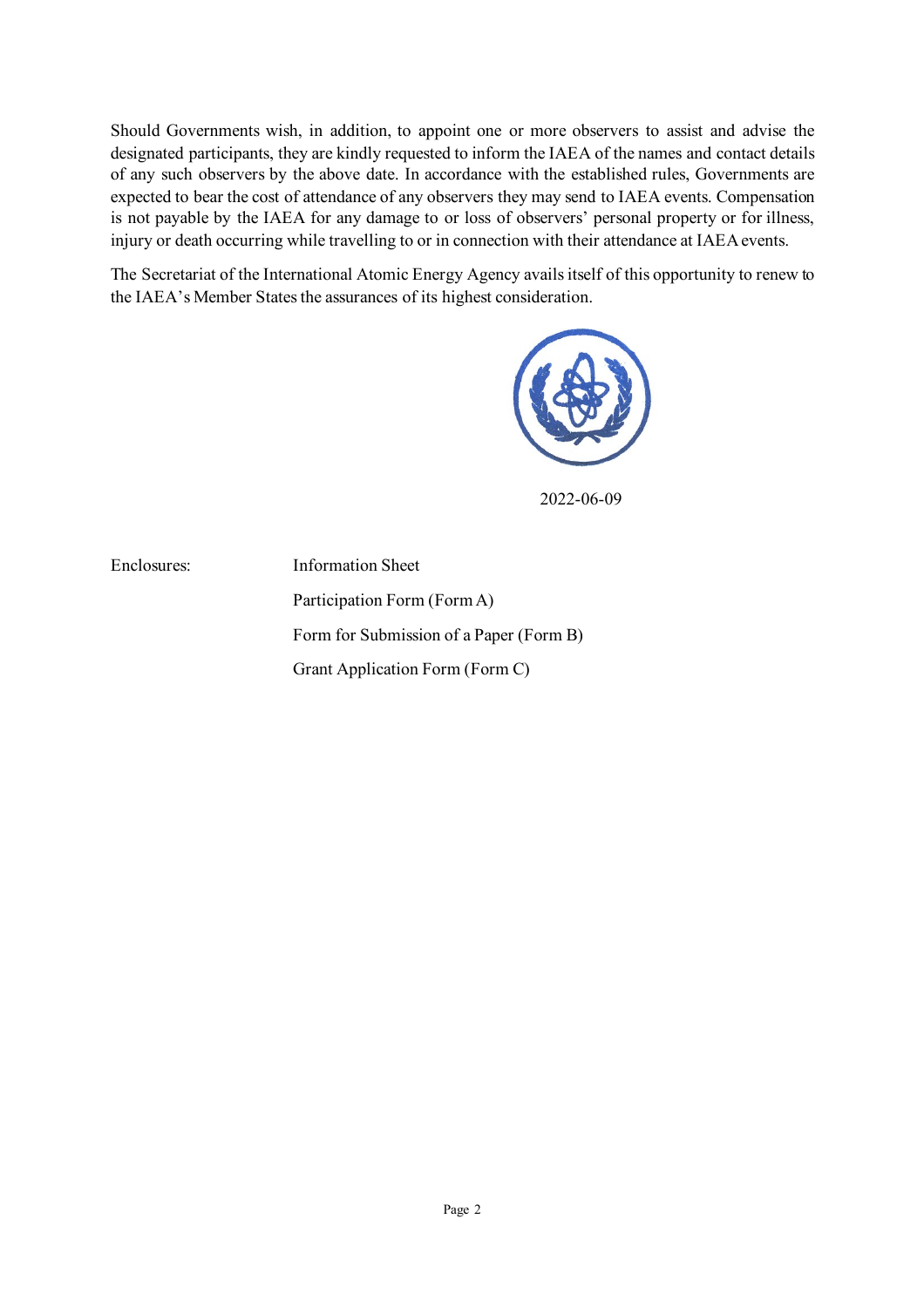Should Governments wish, in addition, to appoint one or more observers to assist and advise the designated participants, they are kindly requested to inform the IAEA of the names and contact details of any such observers by the above date. In accordance with the established rules, Governments are expected to bear the cost of attendance of any observers they may send to IAEA events. Compensation is not payable by the IAEA for any damage to or loss of observers' personal property or for illness, injury or death occurring while travelling to or in connection with their attendance at IAEA events.

The Secretariat of the International Atomic Energy Agency avails itself of this opportunity to renew to the IAEA's Member States the assurances of its highest consideration.

2022-06-09

Enclosures:

- Information Sheet
- Participation Form (Form A)
- Form for Submission of a Paper (Form B)
- Grant Application Form (Form C)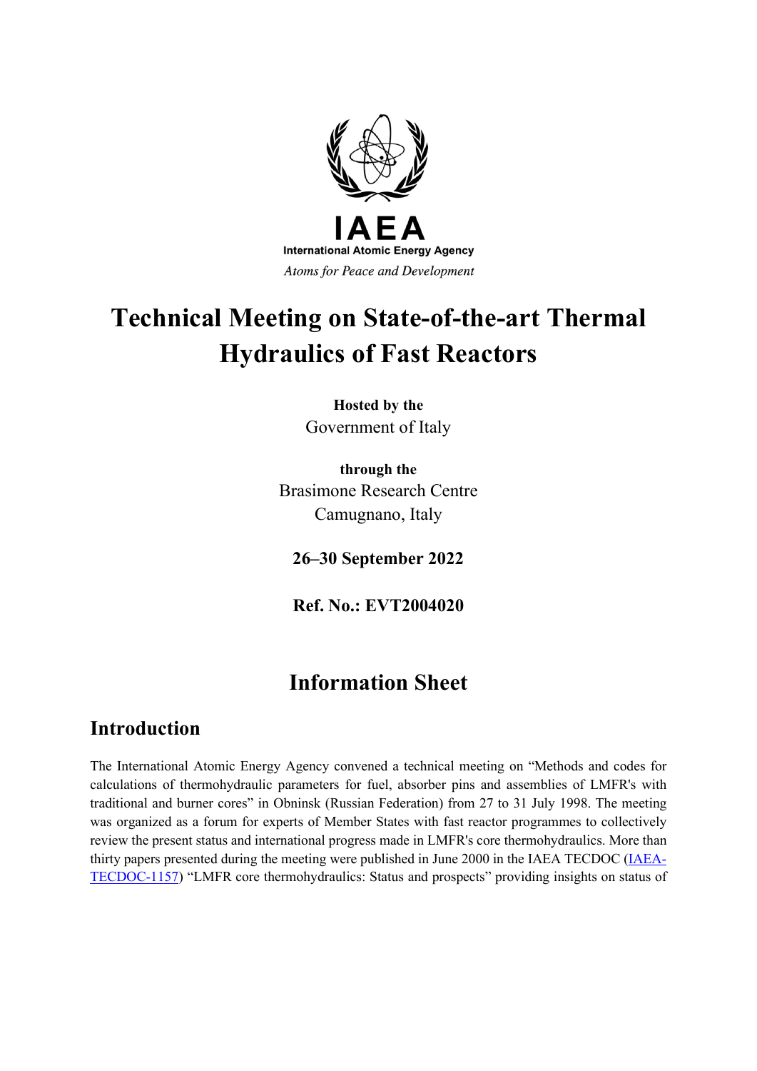IAEA

International Atomic Energy Agency

*Atoms for Peace and Development*

# Technical Meeting on State-of-the-art Thermal Hydraulics of Fast Reactors

**Hosted by the**

Government of Italy

**through the**

Brasimone Research Centre

Camugnano, Italy

**26–30 September 2022**

**Ref. No.: EVT2004020**

# Information Sheet

## Introduction

The International Atomic Energy Agency convened a technical meeting on "Methods and codes for calculations of thermohydraulic parameters for fuel, absorber pins and assemblies of LMFR's with traditional and burner cores" in Obninsk (Russian Federation) from 27 to 31 July 1998. The meeting was organized as a forum for experts of Member States with fast reactor programmes to collectively review the present status and international progress made in LMFR's core thermohydraulics. More than thirty papers presented during the meeting were published in June 2000 in the IAEA TECDOC (IAEA-TECDOC-1157) "LMFR core thermohydraulics: Status and prospects" providing insights on status of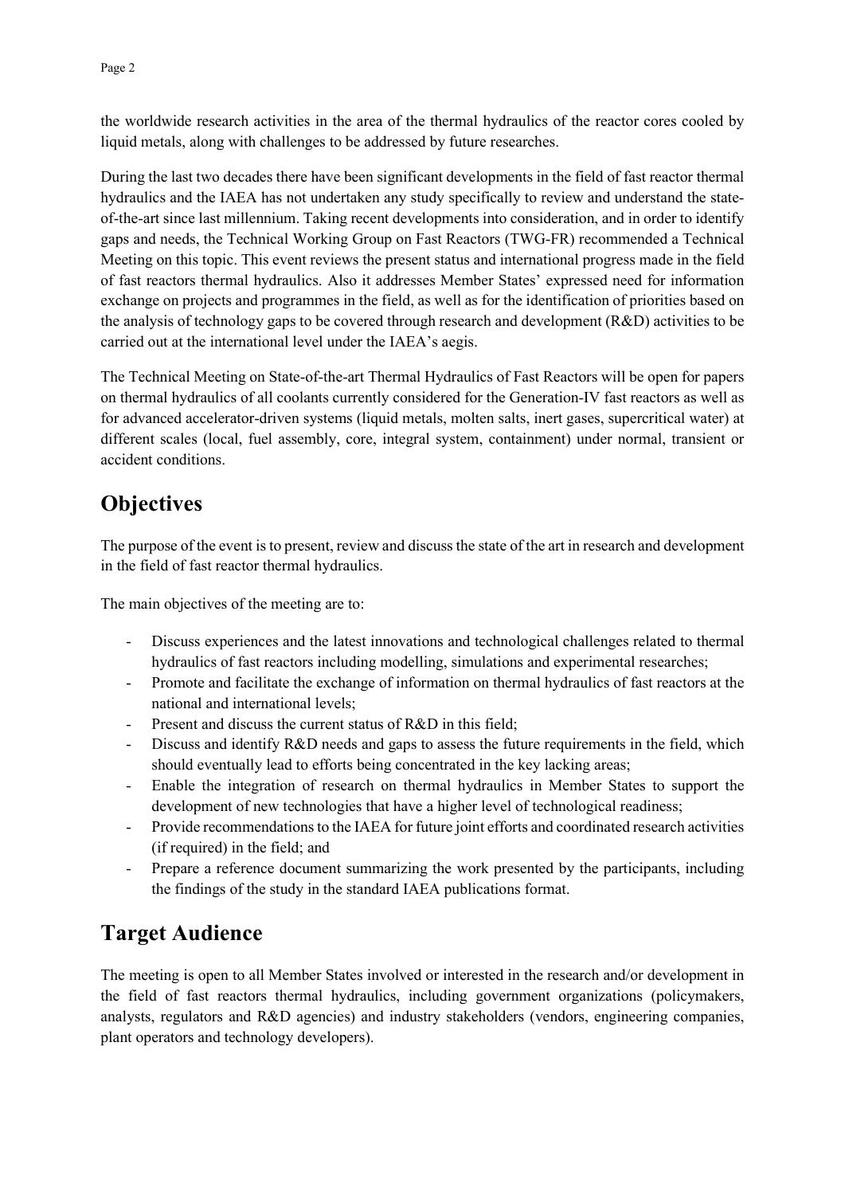the worldwide research activities in the area of the thermal hydraulics of the reactor cores cooled by liquid metals, along with challenges to be addressed by future researches.

During the last two decades there have been significant developments in the field of fast reactor thermal hydraulics and the IAEA has not undertaken any study specifically to review and understand the state-of-the-art since last millennium. Taking recent developments into consideration, and in order to identify gaps and needs, the Technical Working Group on Fast Reactors (TWG-FR) recommended a Technical Meeting on this topic. This event reviews the present status and international progress made in the field of fast reactors thermal hydraulics. Also it addresses Member States' expressed need for information exchange on projects and programmes in the field, as well as for the identification of priorities based on the analysis of technology gaps to be covered through research and development (R&D) activities to be carried out at the international level under the IAEA's aegis.

The Technical Meeting on State-of-the-art Thermal Hydraulics of Fast Reactors will be open for papers on thermal hydraulics of all coolants currently considered for the Generation-IV fast reactors as well as for advanced accelerator-driven systems (liquid metals, molten salts, inert gases, supercritical water) at different scales (local, fuel assembly, core, integral system, containment) under normal, transient or accident conditions.

## Objectives

The purpose of the event is to present, review and discuss the state of the art in research and development in the field of fast reactor thermal hydraulics.

The main objectives of the meeting are to:

- Discuss experiences and the latest innovations and technological challenges related to thermal hydraulics of fast reactors including modelling, simulations and experimental researches;
- Promote and facilitate the exchange of information on thermal hydraulics of fast reactors at the national and international levels;
- Present and discuss the current status of R&D in this field;
- Discuss and identify R&D needs and gaps to assess the future requirements in the field, which should eventually lead to efforts being concentrated in the key lacking areas;
- Enable the integration of research on thermal hydraulics in Member States to support the development of new technologies that have a higher level of technological readiness;
- Provide recommendations to the IAEA for future joint efforts and coordinated research activities (if required) in the field; and
- Prepare a reference document summarizing the work presented by the participants, including the findings of the study in the standard IAEA publications format.

## Target Audience

The meeting is open to all Member States involved or interested in the research and/or development in the field of fast reactors thermal hydraulics, including government organizations (policymakers, analysts, regulators and R&D agencies) and industry stakeholders (vendors, engineering companies, plant operators and technology developers).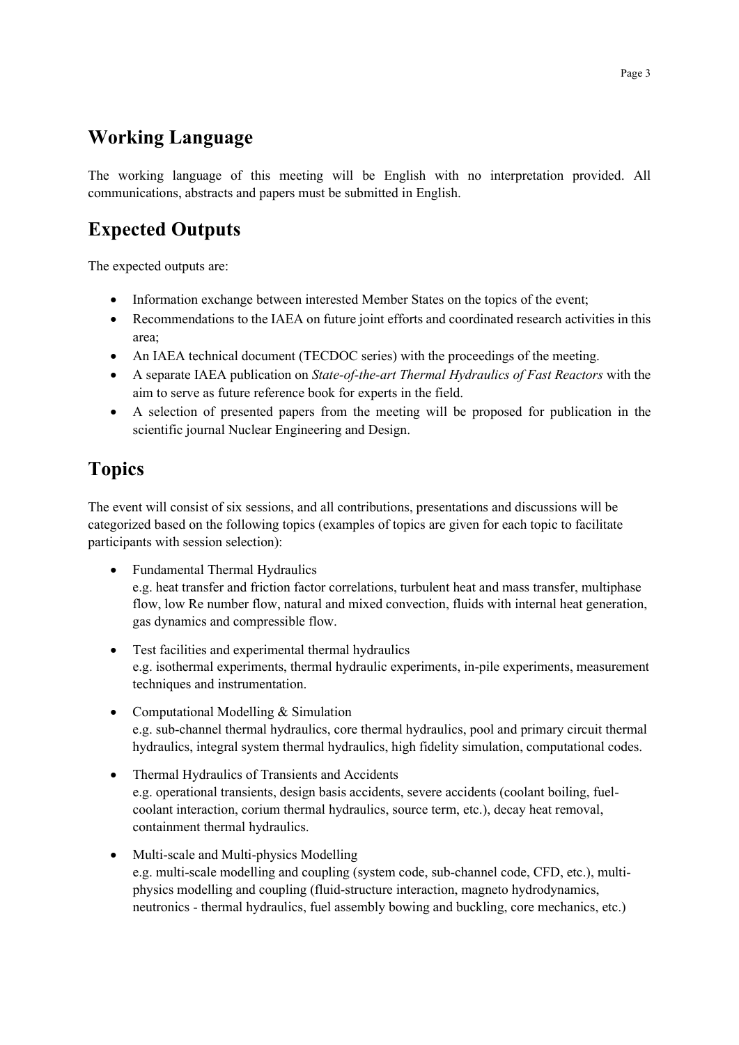## Working Language

The working language of this meeting will be English with no interpretation provided. All communications, abstracts and papers must be submitted in English.

## Expected Outputs

The expected outputs are:

- Information exchange between interested Member States on the topics of the event;
- Recommendations to the IAEA on future joint efforts and coordinated research activities in this area;
- An IAEA technical document (TECDOC series) with the proceedings of the meeting.
- A separate IAEA publication on *State-of-the-art Thermal Hydraulics of Fast Reactors* with the aim to serve as future reference book for experts in the field.
- A selection of presented papers from the meeting will be proposed for publication in the scientific journal Nuclear Engineering and Design.

## Topics

The event will consist of six sessions, and all contributions, presentations and discussions will be categorized based on the following topics (examples of topics are given for each topic to facilitate participants with session selection):

- Fundamental Thermal Hydraulics
  e.g. heat transfer and friction factor correlations, turbulent heat and mass transfer, multiphase flow, low Re number flow, natural and mixed convection, fluids with internal heat generation, gas dynamics and compressible flow.

- Test facilities and experimental thermal hydraulics
  e.g. isothermal experiments, thermal hydraulic experiments, in-pile experiments, measurement techniques and instrumentation.

- Computational Modelling & Simulation
  e.g. sub-channel thermal hydraulics, core thermal hydraulics, pool and primary circuit thermal hydraulics, integral system thermal hydraulics, high fidelity simulation, computational codes.

- Thermal Hydraulics of Transients and Accidents
  e.g. operational transients, design basis accidents, severe accidents (coolant boiling, fuel-coolant interaction, corium thermal hydraulics, source term, etc.), decay heat removal, containment thermal hydraulics.

- Multi-scale and Multi-physics Modelling
  e.g. multi-scale modelling and coupling (system code, sub-channel code, CFD, etc.), multi-physics modelling and coupling (fluid-structure interaction, magneto hydrodynamics, neutronics - thermal hydraulics, fuel assembly bowing and buckling, core mechanics, etc.)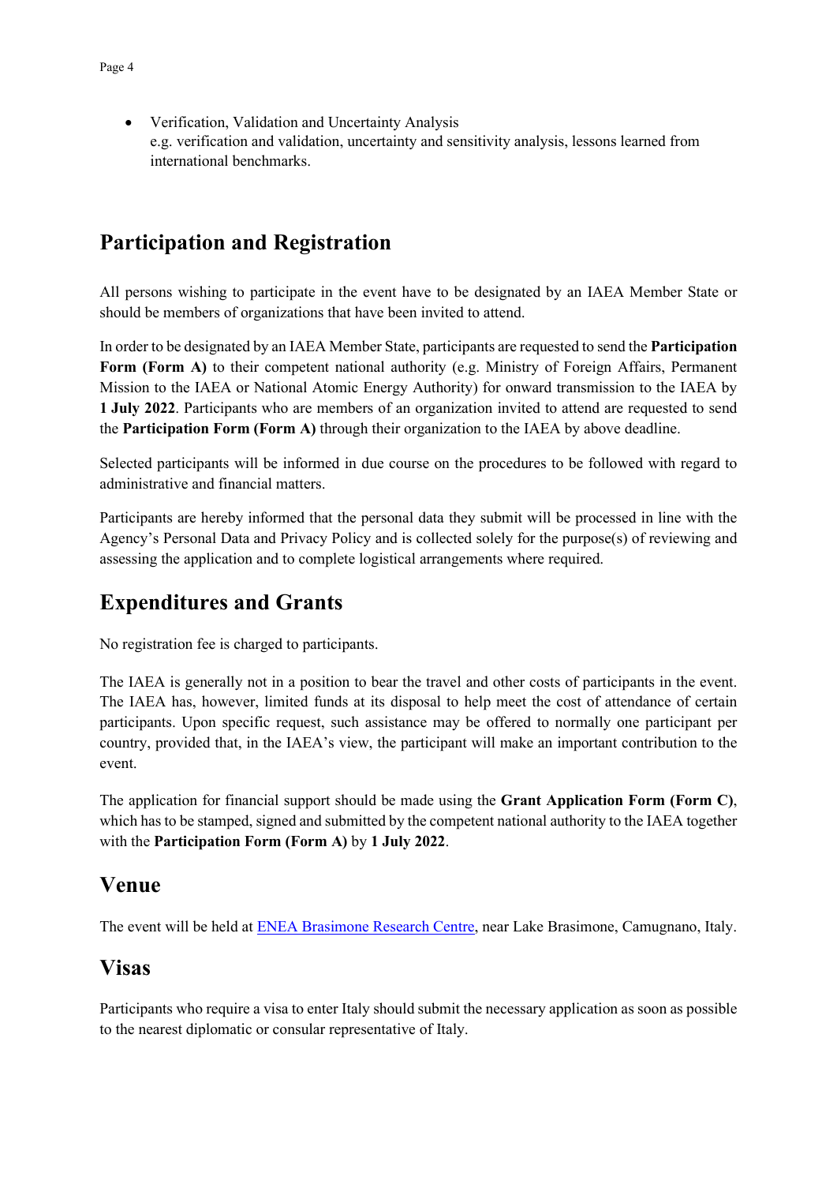- Verification, Validation and Uncertainty Analysis
  e.g. verification and validation, uncertainty and sensitivity analysis, lessons learned from international benchmarks.

## Participation and Registration

All persons wishing to participate in the event have to be designated by an IAEA Member State or should be members of organizations that have been invited to attend.

In order to be designated by an IAEA Member State, participants are requested to send the **Participation Form (Form A)** to their competent national authority (e.g. Ministry of Foreign Affairs, Permanent Mission to the IAEA or National Atomic Energy Authority) for onward transmission to the IAEA by **1 July 2022**. Participants who are members of an organization invited to attend are requested to send the **Participation Form (Form A)** through their organization to the IAEA by above deadline.

Selected participants will be informed in due course on the procedures to be followed with regard to administrative and financial matters.

Participants are hereby informed that the personal data they submit will be processed in line with the Agency's Personal Data and Privacy Policy and is collected solely for the purpose(s) of reviewing and assessing the application and to complete logistical arrangements where required.

## Expenditures and Grants

No registration fee is charged to participants.

The IAEA is generally not in a position to bear the travel and other costs of participants in the event. The IAEA has, however, limited funds at its disposal to help meet the cost of attendance of certain participants. Upon specific request, such assistance may be offered to normally one participant per country, provided that, in the IAEA's view, the participant will make an important contribution to the event.

The application for financial support should be made using the **Grant Application Form (Form C)**, which has to be stamped, signed and submitted by the competent national authority to the IAEA together with the **Participation Form (Form A)** by **1 July 2022**.

## Venue

The event will be held at [ENEA Brasimone Research Centre](), near Lake Brasimone, Camugnano, Italy.

## Visas

Participants who require a visa to enter Italy should submit the necessary application as soon as possible to the nearest diplomatic or consular representative of Italy.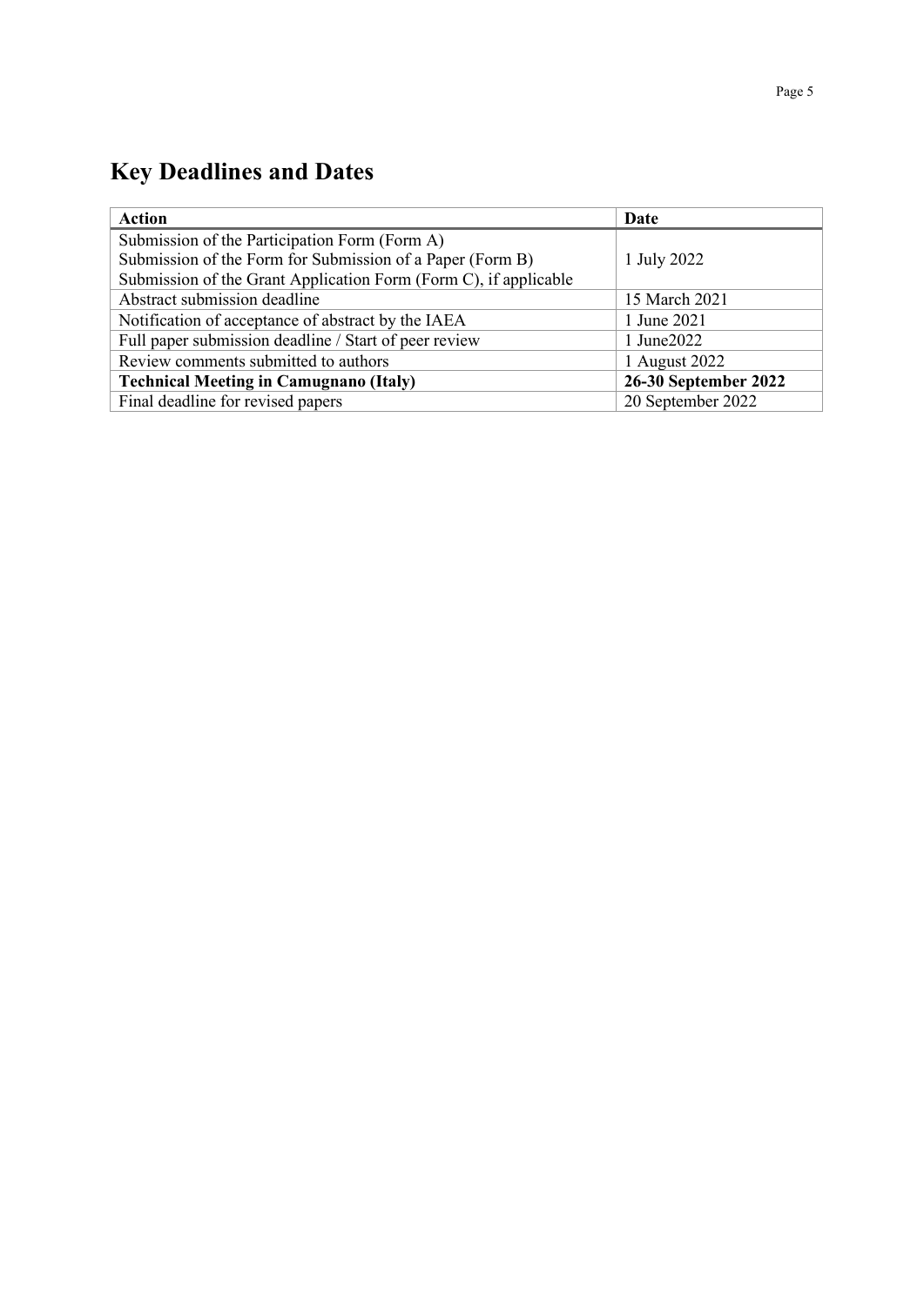# Key Deadlines and Dates

| Action | Date |
|---|---|
| Submission of the Participation Form (Form A)<br>Submission of the Form for Submission of a Paper (Form B)<br>Submission of the Grant Application Form (Form C), if applicable | 1 July 2022 |
| Abstract submission deadline | 15 March 2021 |
| Notification of acceptance of abstract by the IAEA | 1 June 2021 |
| Full paper submission deadline / Start of peer review | 1 June2022 |
| Review comments submitted to authors | 1 August 2022 |
| **Technical Meeting in Camugnano (Italy)** | **26-30 September 2022** |
| Final deadline for revised papers | 20 September 2022 |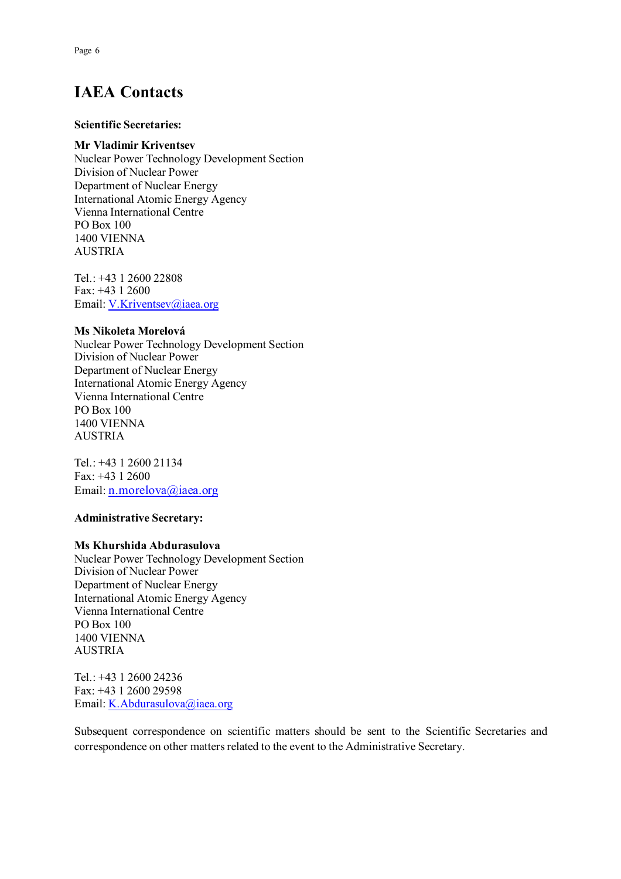# IAEA Contacts

**Scientific Secretaries:**

**Mr Vladimir Kriventsev**
Nuclear Power Technology Development Section
Division of Nuclear Power
Department of Nuclear Energy
International Atomic Energy Agency
Vienna International Centre
PO Box 100
1400 VIENNA
AUSTRIA

Tel.: +43 1 2600 22808
Fax: +43 1 2600
Email: V.Kriventsev@iaea.org

**Ms Nikoleta Morelová**
Nuclear Power Technology Development Section
Division of Nuclear Power
Department of Nuclear Energy
International Atomic Energy Agency
Vienna International Centre
PO Box 100
1400 VIENNA
AUSTRIA

Tel.: +43 1 2600 21134
Fax: +43 1 2600
Email: n.morelova@iaea.org

**Administrative Secretary:**

**Ms Khurshida Abdurasulova**
Nuclear Power Technology Development Section
Division of Nuclear Power
Department of Nuclear Energy
International Atomic Energy Agency
Vienna International Centre
PO Box 100
1400 VIENNA
AUSTRIA

Tel.: +43 1 2600 24236
Fax: +43 1 2600 29598
Email: K.Abdurasulova@iaea.org

Subsequent correspondence on scientific matters should be sent to the Scientific Secretaries and correspondence on other matters related to the event to the Administrative Secretary.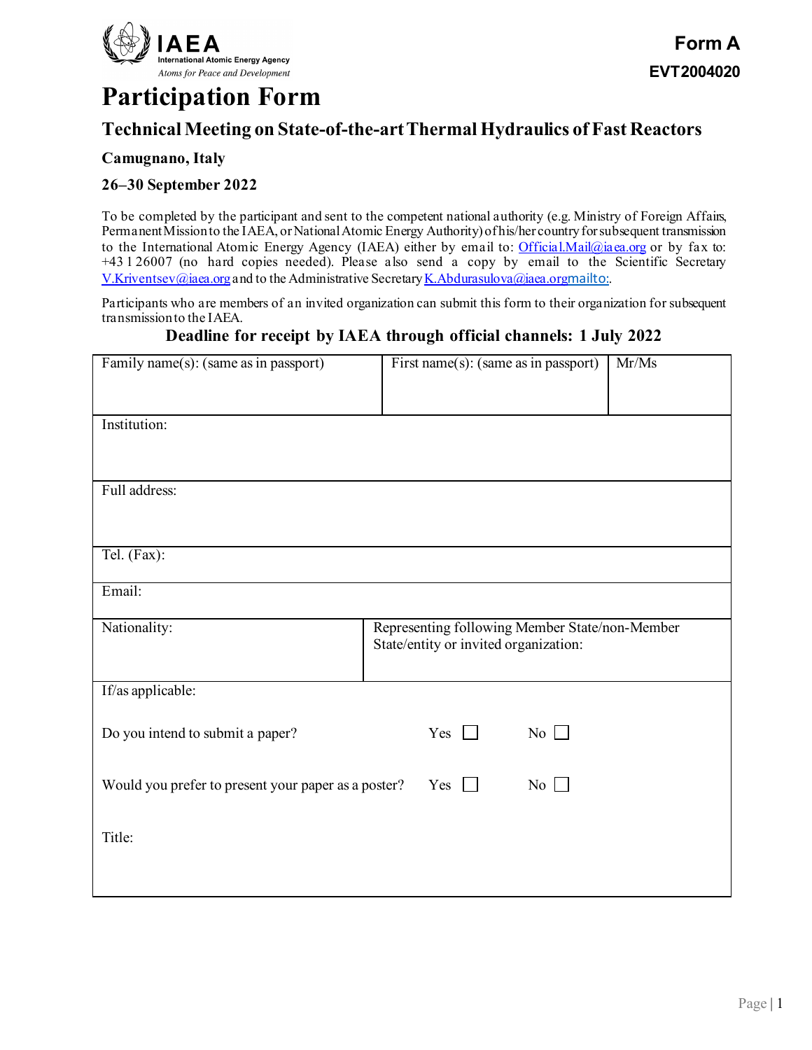IAEA
International Atomic Energy Agency
*Atoms for Peace and Development*

**Form A**
**EVT2004020**

# Participation Form

## Technical Meeting on State-of-the-art Thermal Hydraulics of Fast Reactors

### Camugnano, Italy

### 26–30 September 2022

To be completed by the participant and sent to the competent national authority (e.g. Ministry of Foreign Affairs, Permanent Mission to the IAEA, or National Atomic Energy Authority) of his/her country for subsequent transmission to the International Atomic Energy Agency (IAEA) either by email to: Official.Mail@iaea.org or by fax to: +43 1 26007 (no hard copies needed). Please also send a copy by email to the Scientific Secretary V.Kriventsev@iaea.org and to the Administrative Secretary K.Abdurasulova@iaea.orgmailto:.

Participants who are members of an invited organization can submit this form to their organization for subsequent transmission to the IAEA.

**Deadline for receipt by IAEA through official channels: 1 July 2022**

| Family name(s): (same as in passport) | First name(s): (same as in passport) | Mr/Ms |
|---|---|---|
| Institution: | | |
| Full address: | | |
| Tel. (Fax): | | |
| Email: | | |
| Nationality: | Representing following Member State/non-Member State/entity or invited organization: | |

If/as applicable:

Do you intend to submit a paper? Yes ☐ No ☐

Would you prefer to present your paper as a poster? Yes ☐ No ☐

Title: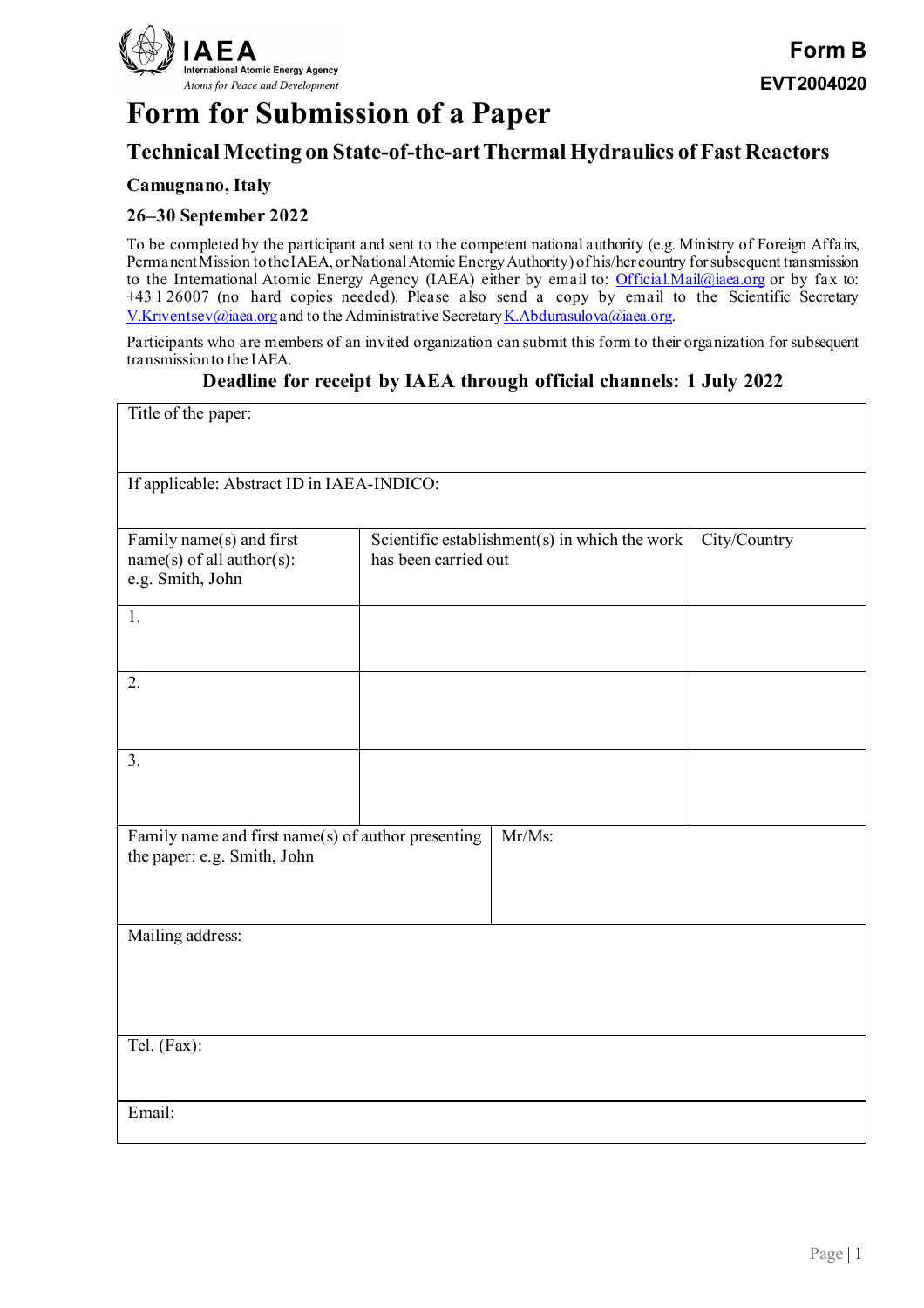IAEA
International Atomic Energy Agency
*Atoms for Peace and Development*

**Form B**
**EVT2004020**

# Form for Submission of a Paper

## Technical Meeting on State-of-the-art Thermal Hydraulics of Fast Reactors

### Camugnano, Italy

### 26–30 September 2022

To be completed by the participant and sent to the competent national authority (e.g. Ministry of Foreign Affairs, Permanent Mission to the IAEA, or National Atomic Energy Authority) of his/her country for subsequent transmission to the International Atomic Energy Agency (IAEA) either by email to: Official.Mail@iaea.org or by fax to: +43 1 26007 (no hard copies needed). Please also send a copy by email to the Scientific Secretary V.Kriventsev@iaea.org and to the Administrative Secretary K.Abdurasulova@iaea.org.

Participants who are members of an invited organization can submit this form to their organization for subsequent transmission to the IAEA.

**Deadline for receipt by IAEA through official channels: 1 July 2022**

| Title of the paper: | | |
|---|---|---|
| If applicable: Abstract ID in IAEA-INDICO: | | |
| Family name(s) and first name(s) of all author(s): e.g. Smith, John | Scientific establishment(s) in which the work has been carried out | City/Country |
| 1. | | |
| 2. | | |
| 3. | | |
| Family name and first name(s) of author presenting the paper: e.g. Smith, John | Mr/Ms: | |
| Mailing address: | | |
| Tel. (Fax): | | |
| Email: | | |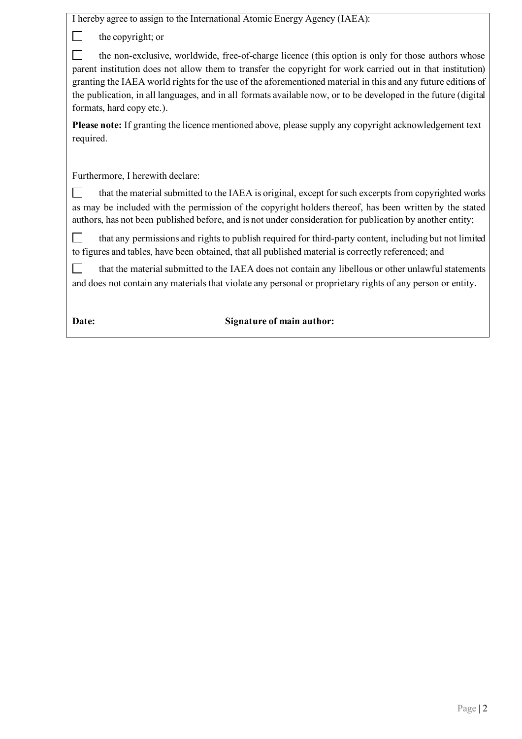I hereby agree to assign to the International Atomic Energy Agency (IAEA):

☐ the copyright; or

☐ the non-exclusive, worldwide, free-of-charge licence (this option is only for those authors whose parent institution does not allow them to transfer the copyright for work carried out in that institution) granting the IAEA world rights for the use of the aforementioned material in this and any future editions of the publication, in all languages, and in all formats available now, or to be developed in the future (digital formats, hard copy etc.).

**Please note:** If granting the licence mentioned above, please supply any copyright acknowledgement text required.

Furthermore, I herewith declare:

☐ that the material submitted to the IAEA is original, except for such excerpts from copyrighted works as may be included with the permission of the copyright holders thereof, has been written by the stated authors, has not been published before, and is not under consideration for publication by another entity;

☐ that any permissions and rights to publish required for third-party content, including but not limited to figures and tables, have been obtained, that all published material is correctly referenced; and

☐ that the material submitted to the IAEA does not contain any libellous or other unlawful statements and does not contain any materials that violate any personal or proprietary rights of any person or entity.

**Date:** **Signature of main author:**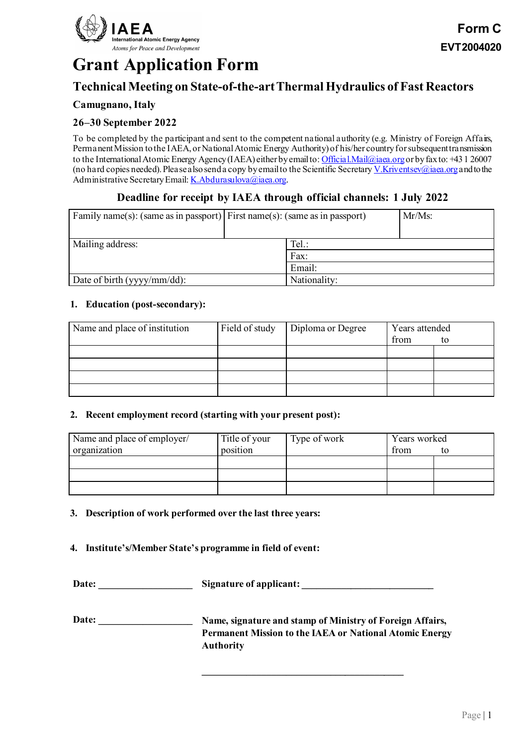IAEA
International Atomic Energy Agency
*Atoms for Peace and Development*

**Form C**
**EVT2004020**

# Grant Application Form

## Technical Meeting on State-of-the-art Thermal Hydraulics of Fast Reactors

### Camugnano, Italy

### 26–30 September 2022

To be completed by the participant and sent to the competent national authority (e.g. Ministry of Foreign Affairs, Permanent Mission to the IAEA, or National Atomic Energy Authority) of his/her country for subsequent transmission to the International Atomic Energy Agency (IAEA) either by email to: Official.Mail@iaea.org or by fax to: +43 1 26007 (no hard copies needed). Please also send a copy by email to the Scientific Secretary V.Kriventsev@iaea.org and to the Administrative Secretary Email: K.Abdurasulova@iaea.org.

**Deadline for receipt by IAEA through official channels: 1 July 2022**

| Family name(s): (same as in passport) | First name(s): (same as in passport) | Mr/Ms: |
|---|---|---|
| Mailing address: | Tel.: | |
| | Fax: | |
| | Email: | |
| Date of birth (yyyy/mm/dd): | Nationality: | |

**1. Education (post-secondary):**

| Name and place of institution | Field of study | Diploma or Degree | Years attended from | to |
|---|---|---|---|---|
| | | | | |
| | | | | |
| | | | | |
| | | | | |

**2. Recent employment record (starting with your present post):**

| Name and place of employer/ organization | Title of your position | Type of work | Years worked from | to |
|---|---|---|---|---|
| | | | | |
| | | | | |
| | | | | |

**3. Description of work performed over the last three years:**

**4. Institute's/Member State's programme in field of event:**

**Date:** ___________________ **Signature of applicant:** ___________________________

**Date:** ___________________ **Name, signature and stamp of Ministry of Foreign Affairs, Permanent Mission to the IAEA or National Atomic Energy Authority**

_________________________________________